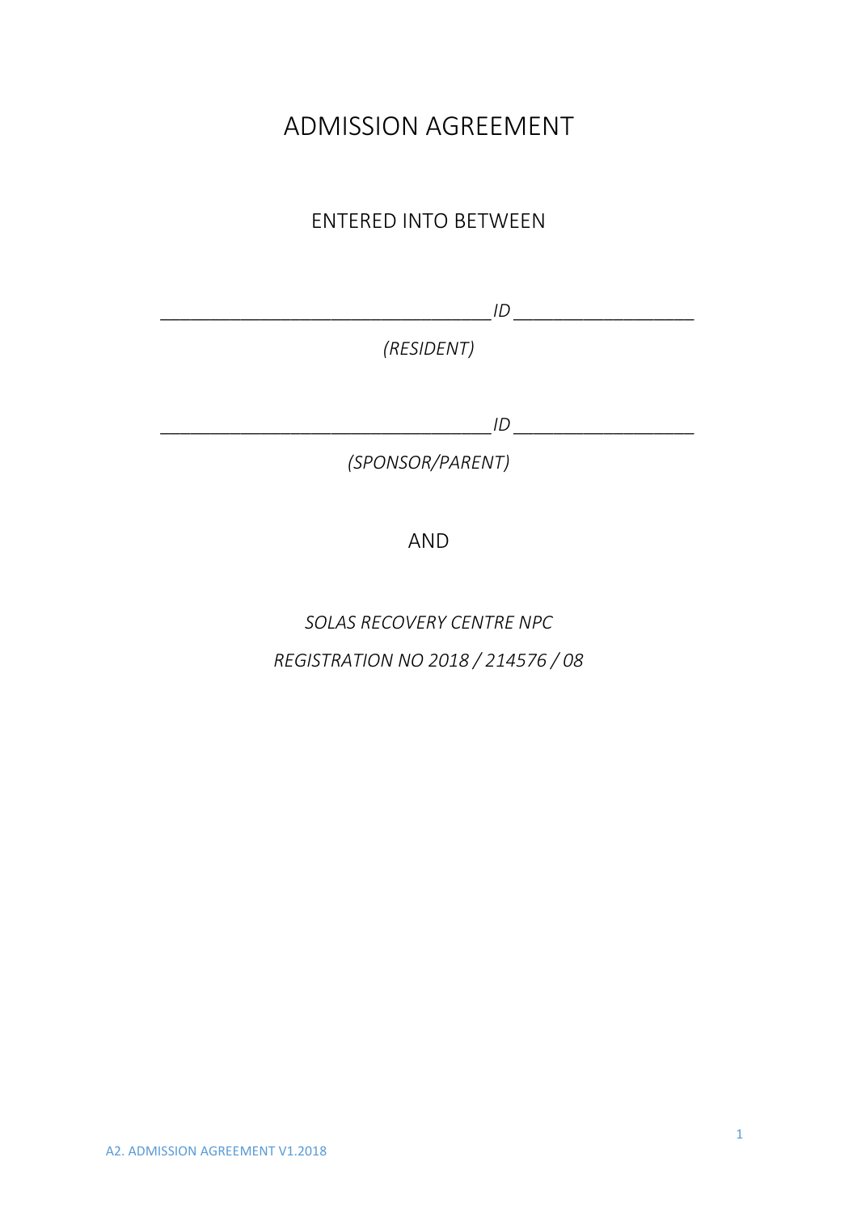# ADMISSION AGREEMENT

ENTERED INTO BETWEEN

__________________________________ *ID* __________________

*(RESIDENT)*

__________________________________ *ID* __________________

*(SPONSOR/PARENT)*

AND

*SOLAS RECOVERY CENTRE NPC*

*REGISTRATION NO 2018 / 214576 / 08*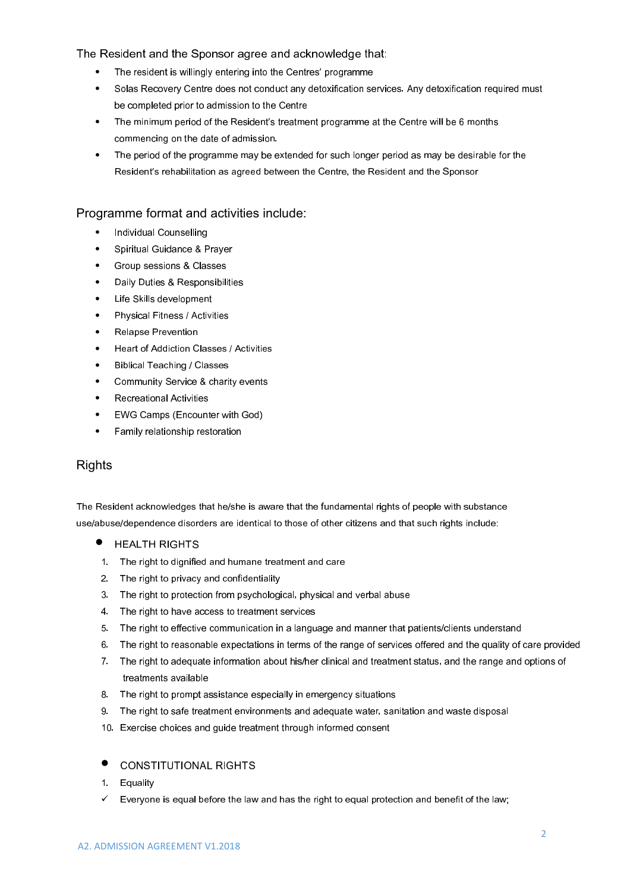The Resident and the Sponsor agree and acknowledge that:

- The resident is willingly entering into the Centres' programme
- Solas Recovery Centre does not conduct any detoxification services. Any detoxification required must be completed prior to admission to the Centre
- The minimum period of the Resident's treatment programme at the Centre will be 6 months commencing on the date of admission.
- The period of the programme may be extended for such longer period as may be desirable for the Resident's rehabilitation as agreed between the Centre, the Resident and the Sponsor

## Programme format and activities include:

- Individual Counselling
- Spiritual Guidance & Prayer
- Group sessions & Classes
- Daily Duties & Responsibilities
- Life Skills development
- Physical Fitness / Activities
- Relapse Prevention
- Heart of Addiction Classes / Activities
- Biblical Teaching / Classes
- Community Service & charity events
- Recreational Activities
- EWG Camps (Encounter with God)
- Family relationship restoration

## Rights

The Resident acknowledges that he/she is aware that the fundamental rights of people with substance use/abuse/dependence disorders are identical to those of other citizens and that such rights include:

- HEALTH RIGHTS

1. The right to dignified and humane treatment and care
2. The right to privacy and confidentiality
3. The right to protection from psychological, physical and verbal abuse
4. The right to have access to treatment services
5. The right to effective communication in a language and manner that patients/clients understand
6. The right to reasonable expectations in terms of the range of services offered and the quality of care provided
7. The right to adequate information about his/her clinical and treatment status, and the range and options of treatments available
8. The right to prompt assistance especially in emergency situations
9. The right to safe treatment environments and adequate water, sanitation and waste disposal
10. Exercise choices and guide treatment through informed consent

- CONSTITUTIONAL RIGHTS

1. Equality

✓ Everyone is equal before the law and has the right to equal protection and benefit of the law;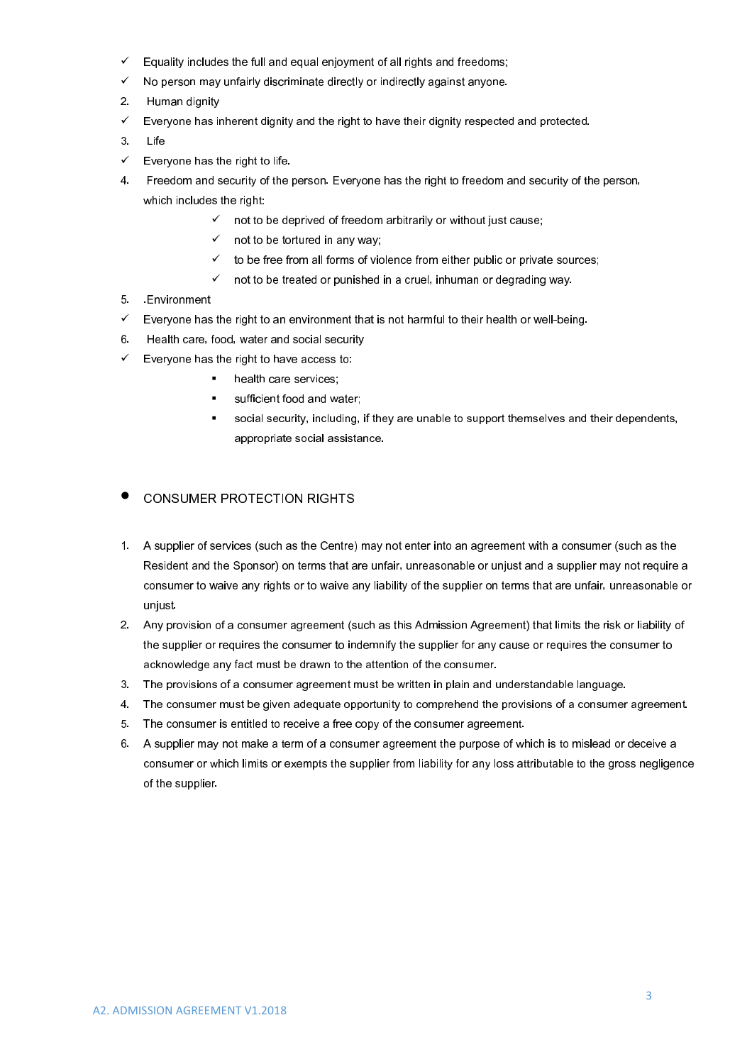- ✓ Equality includes the full and equal enjoyment of all rights and freedoms;
- ✓ No person may unfairly discriminate directly or indirectly against anyone.

2. Human dignity

- ✓ Everyone has inherent dignity and the right to have their dignity respected and protected.

3. Life

- ✓ Everyone has the right to life.

4. Freedom and security of the person. Everyone has the right to freedom and security of the person, which includes the right:
   - ✓ not to be deprived of freedom arbitrarily or without just cause;
   - ✓ not to be tortured in any way;
   - ✓ to be free from all forms of violence from either public or private sources;
   - ✓ not to be treated or punished in a cruel, inhuman or degrading way.

5. .Environment

- ✓ Everyone has the right to an environment that is not harmful to their health or well-being.

6. Health care, food, water and social security

- ✓ Everyone has the right to have access to:
   - health care services;
   - sufficient food and water;
   - social security, including, if they are unable to support themselves and their dependents, appropriate social assistance.

- CONSUMER PROTECTION RIGHTS

1. A supplier of services (such as the Centre) may not enter into an agreement with a consumer (such as the Resident and the Sponsor) on terms that are unfair, unreasonable or unjust and a supplier may not require a consumer to waive any rights or to waive any liability of the supplier on terms that are unfair, unreasonable or unjust.
2. Any provision of a consumer agreement (such as this Admission Agreement) that limits the risk or liability of the supplier or requires the consumer to indemnify the supplier for any cause or requires the consumer to acknowledge any fact must be drawn to the attention of the consumer.
3. The provisions of a consumer agreement must be written in plain and understandable language.
4. The consumer must be given adequate opportunity to comprehend the provisions of a consumer agreement.
5. The consumer is entitled to receive a free copy of the consumer agreement.
6. A supplier may not make a term of a consumer agreement the purpose of which is to mislead or deceive a consumer or which limits or exempts the supplier from liability for any loss attributable to the gross negligence of the supplier.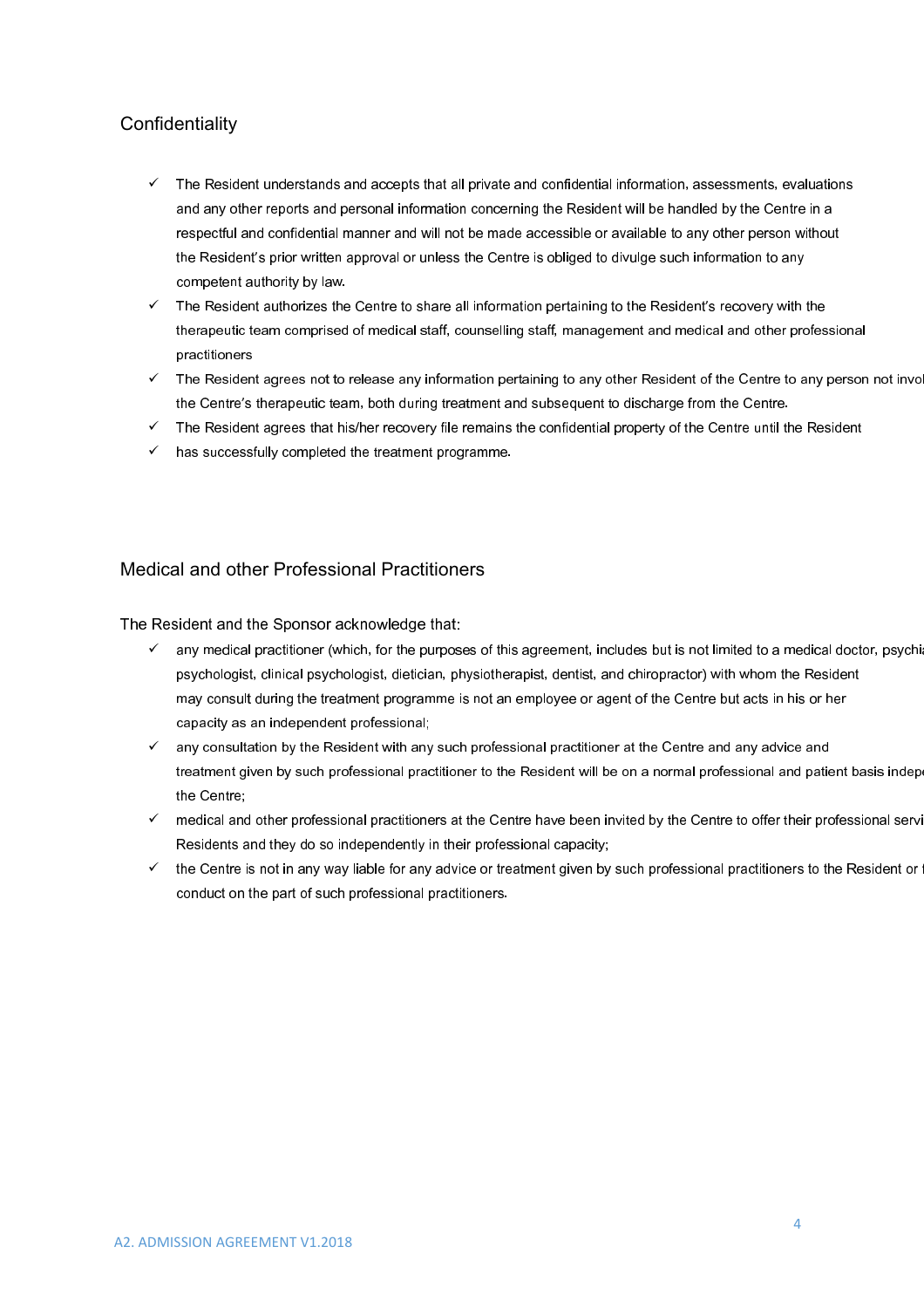## Confidentiality

- ✓ The Resident understands and accepts that all private and confidential information, assessments, evaluations and any other reports and personal information concerning the Resident will be handled by the Centre in a respectful and confidential manner and will not be made accessible or available to any other person without the Resident's prior written approval or unless the Centre is obliged to divulge such information to any competent authority by law.
- ✓ The Resident authorizes the Centre to share all information pertaining to the Resident's recovery with the therapeutic team comprised of medical staff, counselling staff, management and medical and other professional practitioners
- ✓ The Resident agrees not to release any information pertaining to any other Resident of the Centre to any person not invol the Centre's therapeutic team, both during treatment and subsequent to discharge from the Centre.
- ✓ The Resident agrees that his/her recovery file remains the confidential property of the Centre until the Resident
- ✓ has successfully completed the treatment programme.

## Medical and other Professional Practitioners

The Resident and the Sponsor acknowledge that:

- ✓ any medical practitioner (which, for the purposes of this agreement, includes but is not limited to a medical doctor, psychi psychologist, clinical psychologist, dietician, physiotherapist, dentist, and chiropractor) with whom the Resident may consult during the treatment programme is not an employee or agent of the Centre but acts in his or her capacity as an independent professional;
- ✓ any consultation by the Resident with any such professional practitioner at the Centre and any advice and treatment given by such professional practitioner to the Resident will be on a normal professional and patient basis indep the Centre;
- ✓ medical and other professional practitioners at the Centre have been invited by the Centre to offer their professional servi Residents and they do so independently in their professional capacity;
- ✓ the Centre is not in any way liable for any advice or treatment given by such professional practitioners to the Resident or conduct on the part of such professional practitioners.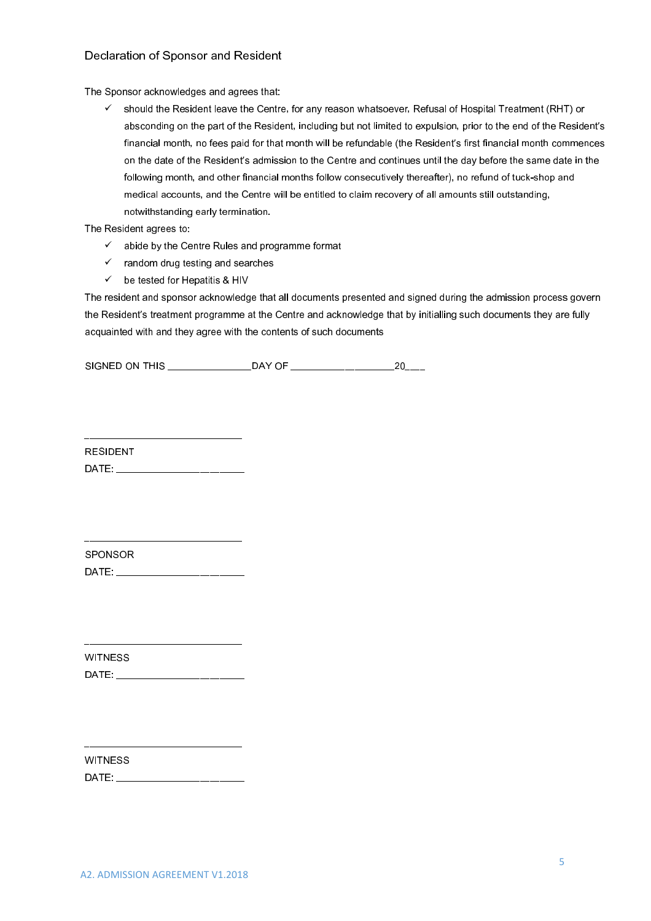## Declaration of Sponsor and Resident

The Sponsor acknowledges and agrees that:

- ✓ should the Resident leave the Centre, for any reason whatsoever, Refusal of Hospital Treatment (RHT) or absconding on the part of the Resident, including but not limited to expulsion, prior to the end of the Resident's financial month, no fees paid for that month will be refundable (the Resident's first financial month commences on the date of the Resident's admission to the Centre and continues until the day before the same date in the following month, and other financial months follow consecutively thereafter), no refund of tuck-shop and medical accounts, and the Centre will be entitled to claim recovery of all amounts still outstanding, notwithstanding early termination.

The Resident agrees to:

- ✓ abide by the Centre Rules and programme format
- ✓ random drug testing and searches
- ✓ be tested for Hepatitis & HIV

The resident and sponsor acknowledge that all documents presented and signed during the admission process govern the Resident's treatment programme at the Centre and acknowledge that by initialling such documents they are fully acquainted with and they agree with the contents of such documents

SIGNED ON THIS _______________DAY OF ___________________20___

_____________________________

RESIDENT

DATE: ________________________

_____________________________

SPONSOR

DATE: ________________________

_____________________________

WITNESS

DATE: ________________________

_____________________________

WITNESS

DATE: ________________________

A2. ADMISSION AGREEMENT V1.2018